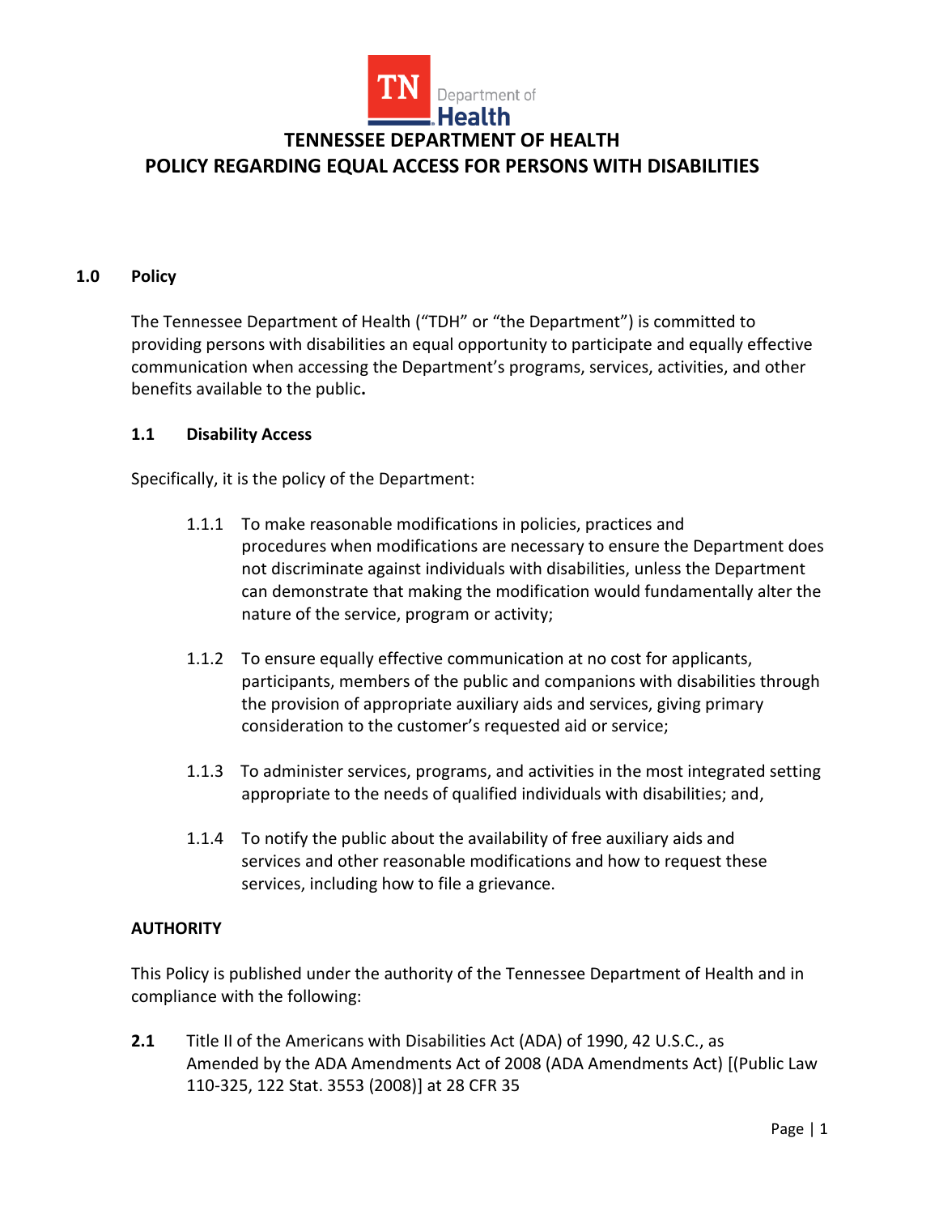# TENNESSEE DEPARTMENT OF HEALTH
# POLICY REGARDING EQUAL ACCESS FOR PERSONS WITH DISABILITIES

## 1.0 Policy

The Tennessee Department of Health ("TDH" or "the Department") is committed to providing persons with disabilities an equal opportunity to participate and equally effective communication when accessing the Department's programs, services, activities, and other benefits available to the public**.**

### 1.1 Disability Access

Specifically, it is the policy of the Department:

1.1.1 To make reasonable modifications in policies, practices and procedures when modifications are necessary to ensure the Department does not discriminate against individuals with disabilities, unless the Department can demonstrate that making the modification would fundamentally alter the nature of the service, program or activity;

1.1.2 To ensure equally effective communication at no cost for applicants, participants, members of the public and companions with disabilities through the provision of appropriate auxiliary aids and services, giving primary consideration to the customer's requested aid or service;

1.1.3 To administer services, programs, and activities in the most integrated setting appropriate to the needs of qualified individuals with disabilities; and,

1.1.4 To notify the public about the availability of free auxiliary aids and services and other reasonable modifications and how to request these services, including how to file a grievance.

**AUTHORITY**

This Policy is published under the authority of the Tennessee Department of Health and in compliance with the following:

**2.1** Title II of the Americans with Disabilities Act (ADA) of 1990, 42 U.S.C., as Amended by the ADA Amendments Act of 2008 (ADA Amendments Act) [(Public Law 110-325, 122 Stat. 3553 (2008)] at 28 CFR 35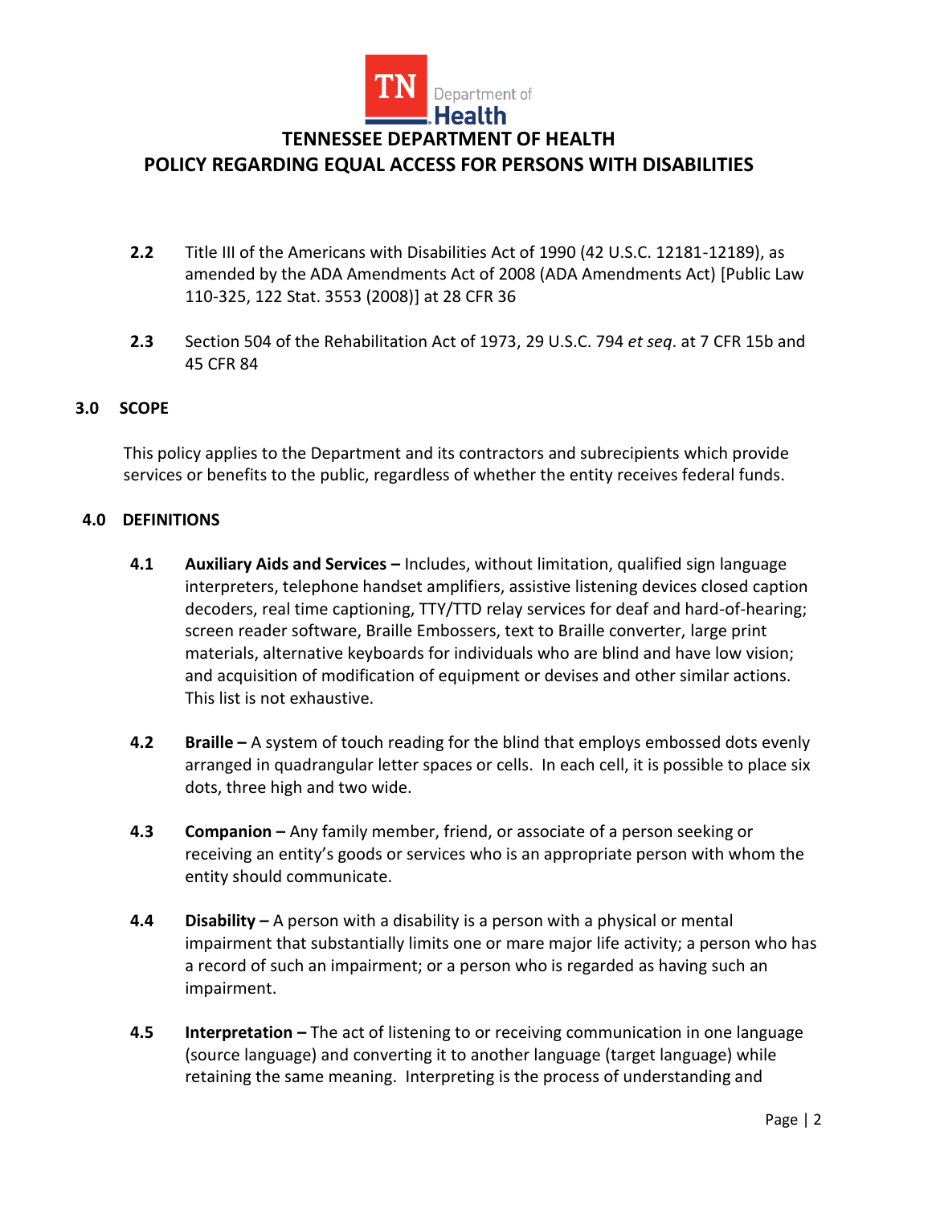**2.2** Title III of the Americans with Disabilities Act of 1990 (42 U.S.C. 12181-12189), as amended by the ADA Amendments Act of 2008 (ADA Amendments Act) [Public Law 110-325, 122 Stat. 3553 (2008)] at 28 CFR 36

**2.3** Section 504 of the Rehabilitation Act of 1973, 29 U.S.C. 794 *et seq*. at 7 CFR 15b and 45 CFR 84

## 3.0 SCOPE

This policy applies to the Department and its contractors and subrecipients which provide services or benefits to the public, regardless of whether the entity receives federal funds.

## 4.0 DEFINITIONS

**4.1** **Auxiliary Aids and Services –** Includes, without limitation, qualified sign language interpreters, telephone handset amplifiers, assistive listening devices closed caption decoders, real time captioning, TTY/TTD relay services for deaf and hard-of-hearing; screen reader software, Braille Embossers, text to Braille converter, large print materials, alternative keyboards for individuals who are blind and have low vision; and acquisition of modification of equipment or devises and other similar actions. This list is not exhaustive.

**4.2** **Braille –** A system of touch reading for the blind that employs embossed dots evenly arranged in quadrangular letter spaces or cells. In each cell, it is possible to place six dots, three high and two wide.

**4.3** **Companion –** Any family member, friend, or associate of a person seeking or receiving an entity's goods or services who is an appropriate person with whom the entity should communicate.

**4.4** **Disability –** A person with a disability is a person with a physical or mental impairment that substantially limits one or mare major life activity; a person who has a record of such an impairment; or a person who is regarded as having such an impairment.

**4.5** **Interpretation –** The act of listening to or receiving communication in one language (source language) and converting it to another language (target language) while retaining the same meaning. Interpreting is the process of understanding and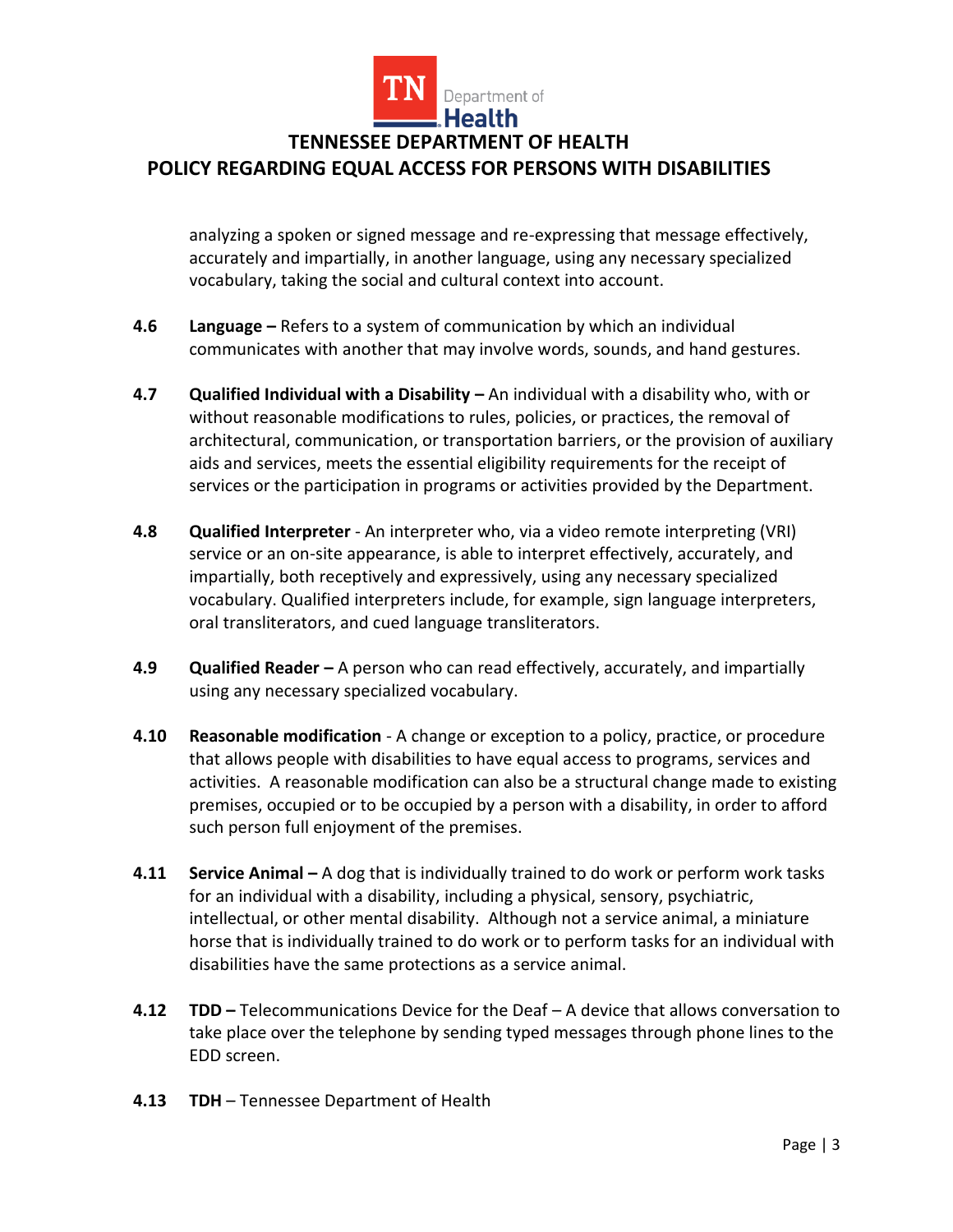analyzing a spoken or signed message and re-expressing that message effectively, accurately and impartially, in another language, using any necessary specialized vocabulary, taking the social and cultural context into account.

**4.6** **Language –** Refers to a system of communication by which an individual communicates with another that may involve words, sounds, and hand gestures.

**4.7** **Qualified Individual with a Disability –** An individual with a disability who, with or without reasonable modifications to rules, policies, or practices, the removal of architectural, communication, or transportation barriers, or the provision of auxiliary aids and services, meets the essential eligibility requirements for the receipt of services or the participation in programs or activities provided by the Department.

**4.8** **Qualified Interpreter** - An interpreter who, via a video remote interpreting (VRI) service or an on-site appearance, is able to interpret effectively, accurately, and impartially, both receptively and expressively, using any necessary specialized vocabulary. Qualified interpreters include, for example, sign language interpreters, oral transliterators, and cued language transliterators.

**4.9** **Qualified Reader –** A person who can read effectively, accurately, and impartially using any necessary specialized vocabulary.

**4.10** **Reasonable modification** - A change or exception to a policy, practice, or procedure that allows people with disabilities to have equal access to programs, services and activities. A reasonable modification can also be a structural change made to existing premises, occupied or to be occupied by a person with a disability, in order to afford such person full enjoyment of the premises.

**4.11** **Service Animal –** A dog that is individually trained to do work or perform work tasks for an individual with a disability, including a physical, sensory, psychiatric, intellectual, or other mental disability. Although not a service animal, a miniature horse that is individually trained to do work or to perform tasks for an individual with disabilities have the same protections as a service animal.

**4.12** **TDD –** Telecommunications Device for the Deaf – A device that allows conversation to take place over the telephone by sending typed messages through phone lines to the EDD screen.

**4.13** **TDH** – Tennessee Department of Health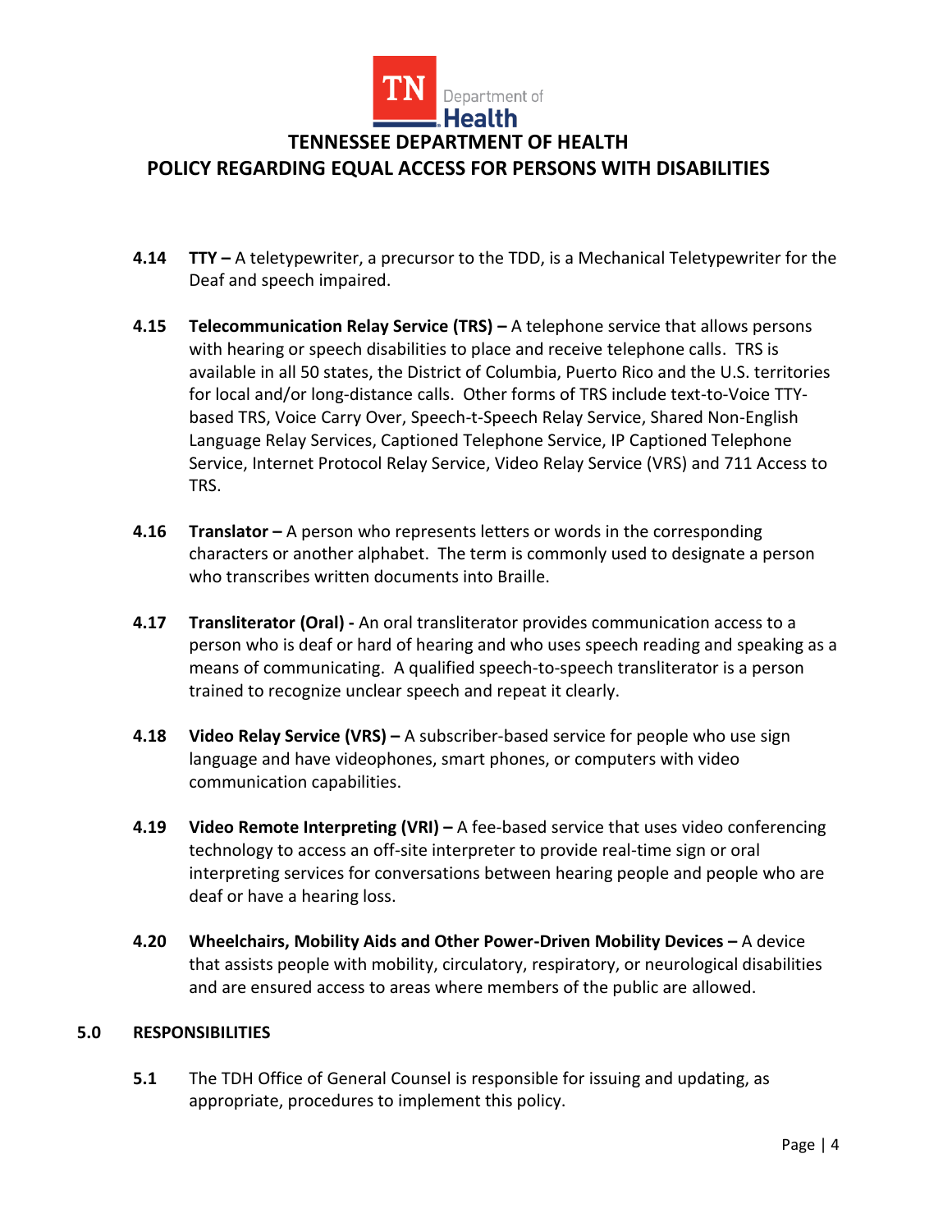**4.14 TTY –** A teletypewriter, a precursor to the TDD, is a Mechanical Teletypewriter for the Deaf and speech impaired.

**4.15 Telecommunication Relay Service (TRS) –** A telephone service that allows persons with hearing or speech disabilities to place and receive telephone calls. TRS is available in all 50 states, the District of Columbia, Puerto Rico and the U.S. territories for local and/or long-distance calls. Other forms of TRS include text-to-Voice TTY-based TRS, Voice Carry Over, Speech-t-Speech Relay Service, Shared Non-English Language Relay Services, Captioned Telephone Service, IP Captioned Telephone Service, Internet Protocol Relay Service, Video Relay Service (VRS) and 711 Access to TRS.

**4.16 Translator –** A person who represents letters or words in the corresponding characters or another alphabet. The term is commonly used to designate a person who transcribes written documents into Braille.

**4.17 Transliterator (Oral) -** An oral transliterator provides communication access to a person who is deaf or hard of hearing and who uses speech reading and speaking as a means of communicating. A qualified speech-to-speech transliterator is a person trained to recognize unclear speech and repeat it clearly.

**4.18 Video Relay Service (VRS) –** A subscriber-based service for people who use sign language and have videophones, smart phones, or computers with video communication capabilities.

**4.19 Video Remote Interpreting (VRI) –** A fee-based service that uses video conferencing technology to access an off-site interpreter to provide real-time sign or oral interpreting services for conversations between hearing people and people who are deaf or have a hearing loss.

**4.20 Wheelchairs, Mobility Aids and Other Power-Driven Mobility Devices –** A device that assists people with mobility, circulatory, respiratory, or neurological disabilities and are ensured access to areas where members of the public are allowed.

## 5.0 RESPONSIBILITIES

**5.1** The TDH Office of General Counsel is responsible for issuing and updating, as appropriate, procedures to implement this policy.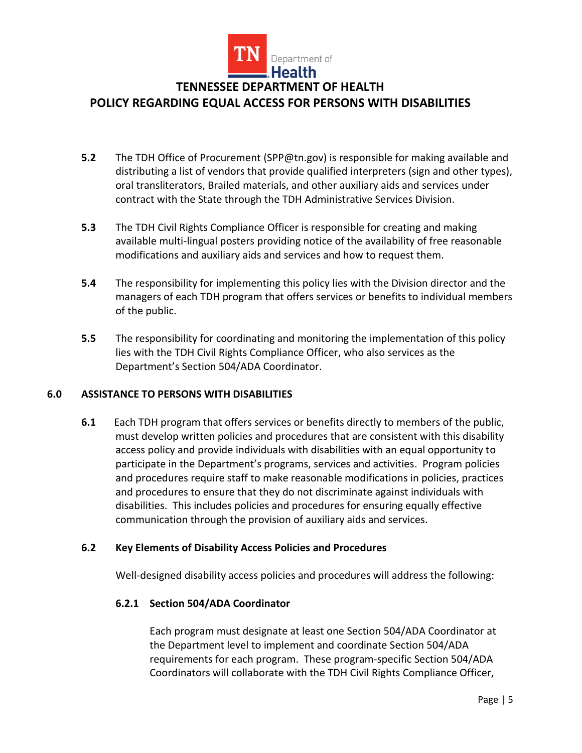**5.2** The TDH Office of Procurement (SPP@tn.gov) is responsible for making available and distributing a list of vendors that provide qualified interpreters (sign and other types), oral transliterators, Brailed materials, and other auxiliary aids and services under contract with the State through the TDH Administrative Services Division.

**5.3** The TDH Civil Rights Compliance Officer is responsible for creating and making available multi-lingual posters providing notice of the availability of free reasonable modifications and auxiliary aids and services and how to request them.

**5.4** The responsibility for implementing this policy lies with the Division director and the managers of each TDH program that offers services or benefits to individual members of the public.

**5.5** The responsibility for coordinating and monitoring the implementation of this policy lies with the TDH Civil Rights Compliance Officer, who also services as the Department's Section 504/ADA Coordinator.

## 6.0 ASSISTANCE TO PERSONS WITH DISABILITIES

**6.1** Each TDH program that offers services or benefits directly to members of the public, must develop written policies and procedures that are consistent with this disability access policy and provide individuals with disabilities with an equal opportunity to participate in the Department's programs, services and activities. Program policies and procedures require staff to make reasonable modifications in policies, practices and procedures to ensure that they do not discriminate against individuals with disabilities. This includes policies and procedures for ensuring equally effective communication through the provision of auxiliary aids and services.

### 6.2 Key Elements of Disability Access Policies and Procedures

Well-designed disability access policies and procedures will address the following:

#### 6.2.1 Section 504/ADA Coordinator

Each program must designate at least one Section 504/ADA Coordinator at the Department level to implement and coordinate Section 504/ADA requirements for each program. These program-specific Section 504/ADA Coordinators will collaborate with the TDH Civil Rights Compliance Officer,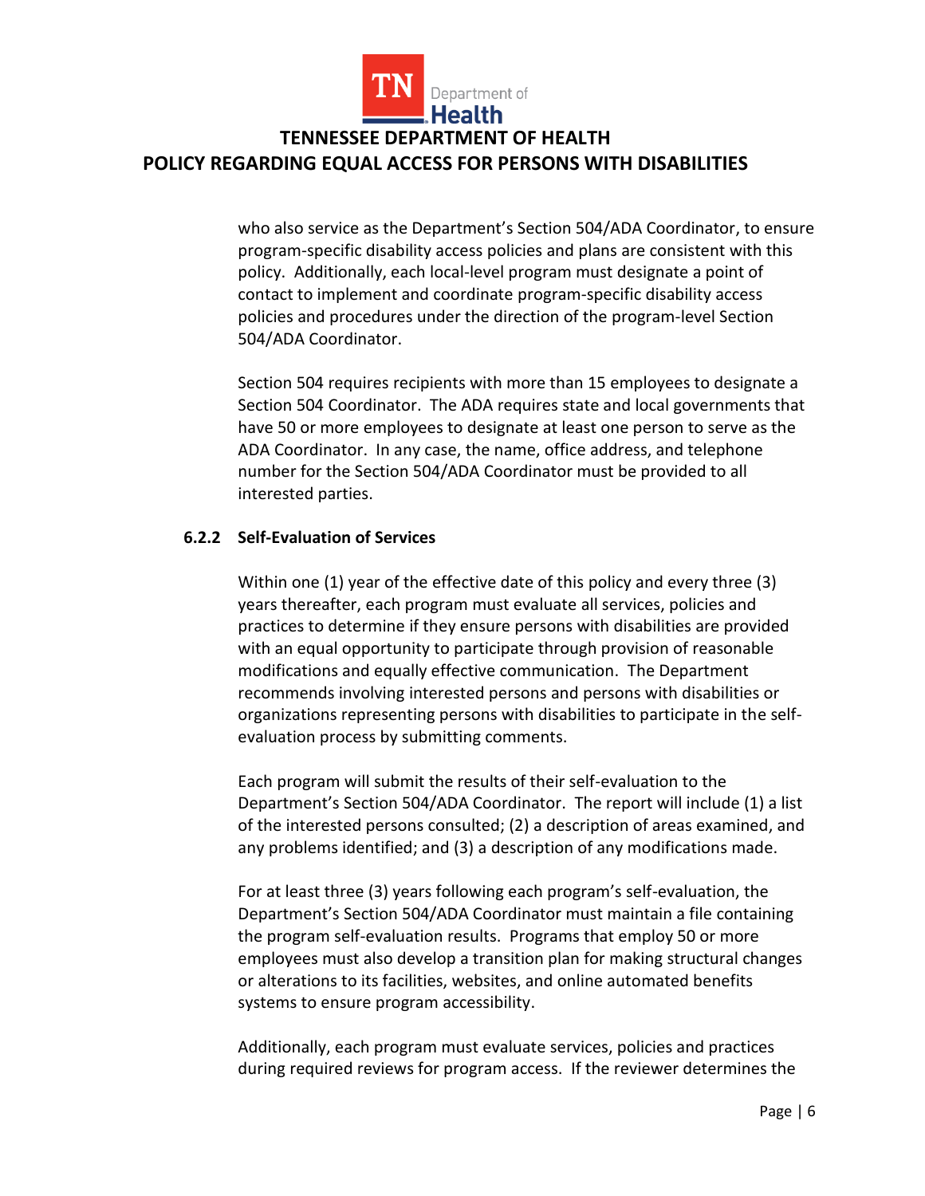who also service as the Department's Section 504/ADA Coordinator, to ensure program-specific disability access policies and plans are consistent with this policy. Additionally, each local-level program must designate a point of contact to implement and coordinate program-specific disability access policies and procedures under the direction of the program-level Section 504/ADA Coordinator.

Section 504 requires recipients with more than 15 employees to designate a Section 504 Coordinator. The ADA requires state and local governments that have 50 or more employees to designate at least one person to serve as the ADA Coordinator. In any case, the name, office address, and telephone number for the Section 504/ADA Coordinator must be provided to all interested parties.

### 6.2.2 Self-Evaluation of Services

Within one (1) year of the effective date of this policy and every three (3) years thereafter, each program must evaluate all services, policies and practices to determine if they ensure persons with disabilities are provided with an equal opportunity to participate through provision of reasonable modifications and equally effective communication. The Department recommends involving interested persons and persons with disabilities or organizations representing persons with disabilities to participate in the self-evaluation process by submitting comments.

Each program will submit the results of their self-evaluation to the Department's Section 504/ADA Coordinator. The report will include (1) a list of the interested persons consulted; (2) a description of areas examined, and any problems identified; and (3) a description of any modifications made.

For at least three (3) years following each program's self-evaluation, the Department's Section 504/ADA Coordinator must maintain a file containing the program self-evaluation results. Programs that employ 50 or more employees must also develop a transition plan for making structural changes or alterations to its facilities, websites, and online automated benefits systems to ensure program accessibility.

Additionally, each program must evaluate services, policies and practices during required reviews for program access. If the reviewer determines the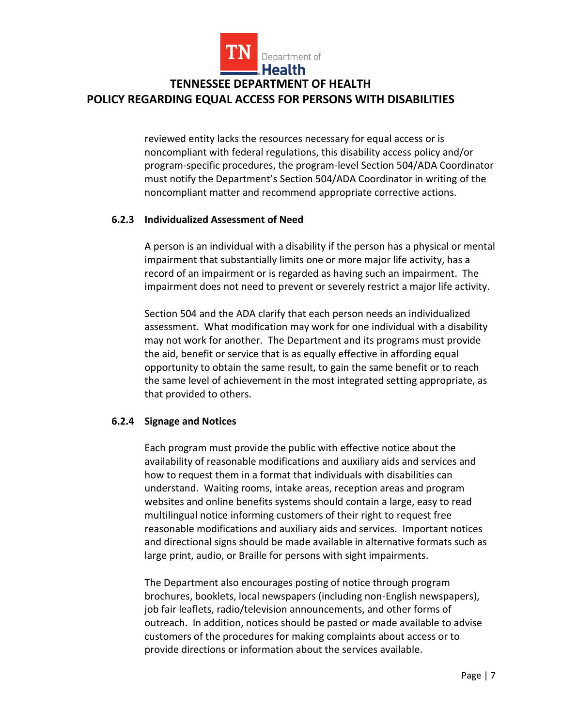reviewed entity lacks the resources necessary for equal access or is noncompliant with federal regulations, this disability access policy and/or program-specific procedures, the program-level Section 504/ADA Coordinator must notify the Department's Section 504/ADA Coordinator in writing of the noncompliant matter and recommend appropriate corrective actions.

### 6.2.3 Individualized Assessment of Need

A person is an individual with a disability if the person has a physical or mental impairment that substantially limits one or more major life activity, has a record of an impairment or is regarded as having such an impairment. The impairment does not need to prevent or severely restrict a major life activity.

Section 504 and the ADA clarify that each person needs an individualized assessment. What modification may work for one individual with a disability may not work for another. The Department and its programs must provide the aid, benefit or service that is as equally effective in affording equal opportunity to obtain the same result, to gain the same benefit or to reach the same level of achievement in the most integrated setting appropriate, as that provided to others.

### 6.2.4 Signage and Notices

Each program must provide the public with effective notice about the availability of reasonable modifications and auxiliary aids and services and how to request them in a format that individuals with disabilities can understand. Waiting rooms, intake areas, reception areas and program websites and online benefits systems should contain a large, easy to read multilingual notice informing customers of their right to request free reasonable modifications and auxiliary aids and services. Important notices and directional signs should be made available in alternative formats such as large print, audio, or Braille for persons with sight impairments.

The Department also encourages posting of notice through program brochures, booklets, local newspapers (including non-English newspapers), job fair leaflets, radio/television announcements, and other forms of outreach. In addition, notices should be pasted or made available to advise customers of the procedures for making complaints about access or to provide directions or information about the services available.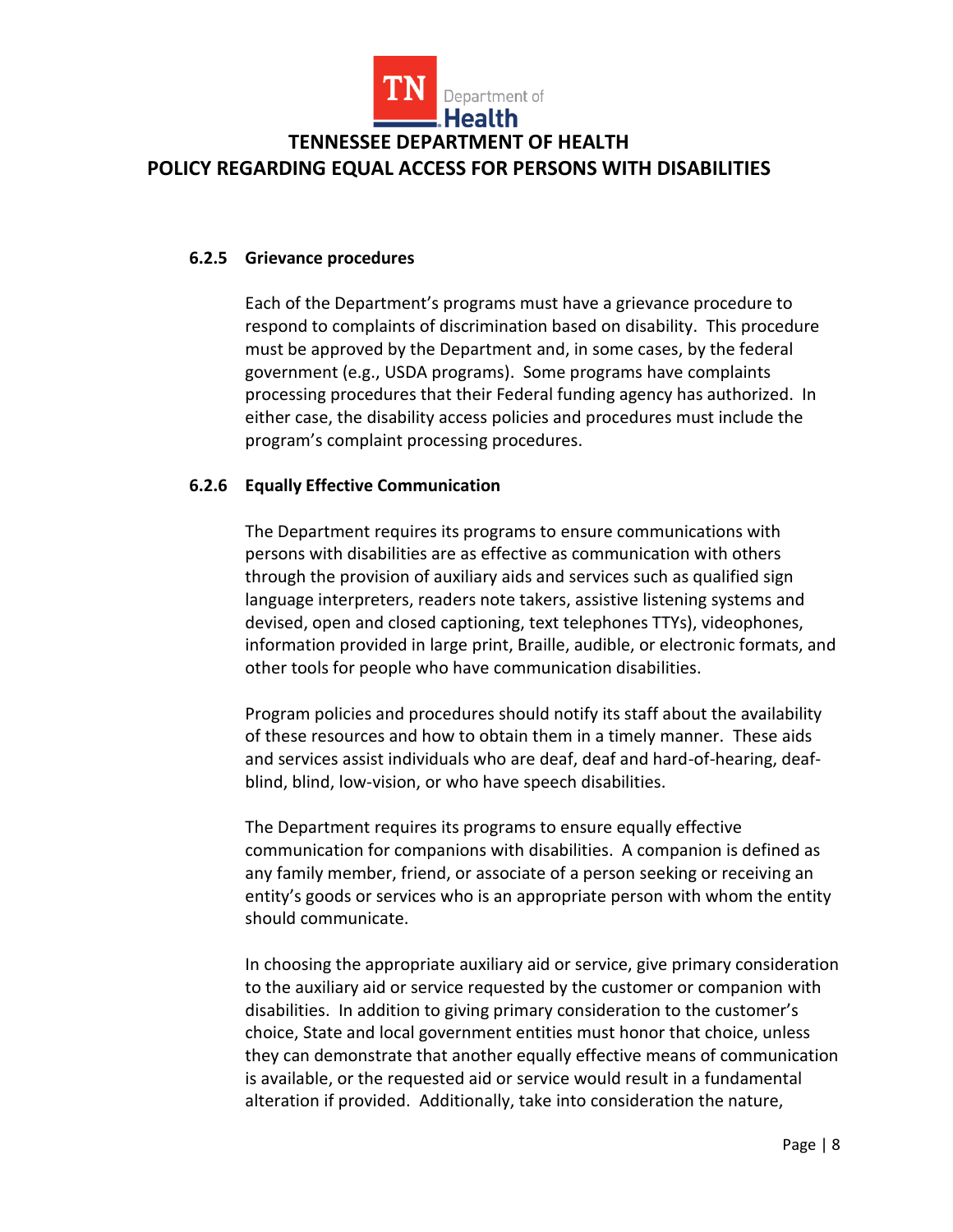#### 6.2.5 Grievance procedures

Each of the Department's programs must have a grievance procedure to respond to complaints of discrimination based on disability. This procedure must be approved by the Department and, in some cases, by the federal government (e.g., USDA programs). Some programs have complaints processing procedures that their Federal funding agency has authorized. In either case, the disability access policies and procedures must include the program's complaint processing procedures.

#### 6.2.6 Equally Effective Communication

The Department requires its programs to ensure communications with persons with disabilities are as effective as communication with others through the provision of auxiliary aids and services such as qualified sign language interpreters, readers note takers, assistive listening systems and devised, open and closed captioning, text telephones TTYs), videophones, information provided in large print, Braille, audible, or electronic formats, and other tools for people who have communication disabilities.

Program policies and procedures should notify its staff about the availability of these resources and how to obtain them in a timely manner. These aids and services assist individuals who are deaf, deaf and hard-of-hearing, deaf-blind, blind, low-vision, or who have speech disabilities.

The Department requires its programs to ensure equally effective communication for companions with disabilities. A companion is defined as any family member, friend, or associate of a person seeking or receiving an entity's goods or services who is an appropriate person with whom the entity should communicate.

In choosing the appropriate auxiliary aid or service, give primary consideration to the auxiliary aid or service requested by the customer or companion with disabilities. In addition to giving primary consideration to the customer's choice, State and local government entities must honor that choice, unless they can demonstrate that another equally effective means of communication is available, or the requested aid or service would result in a fundamental alteration if provided. Additionally, take into consideration the nature,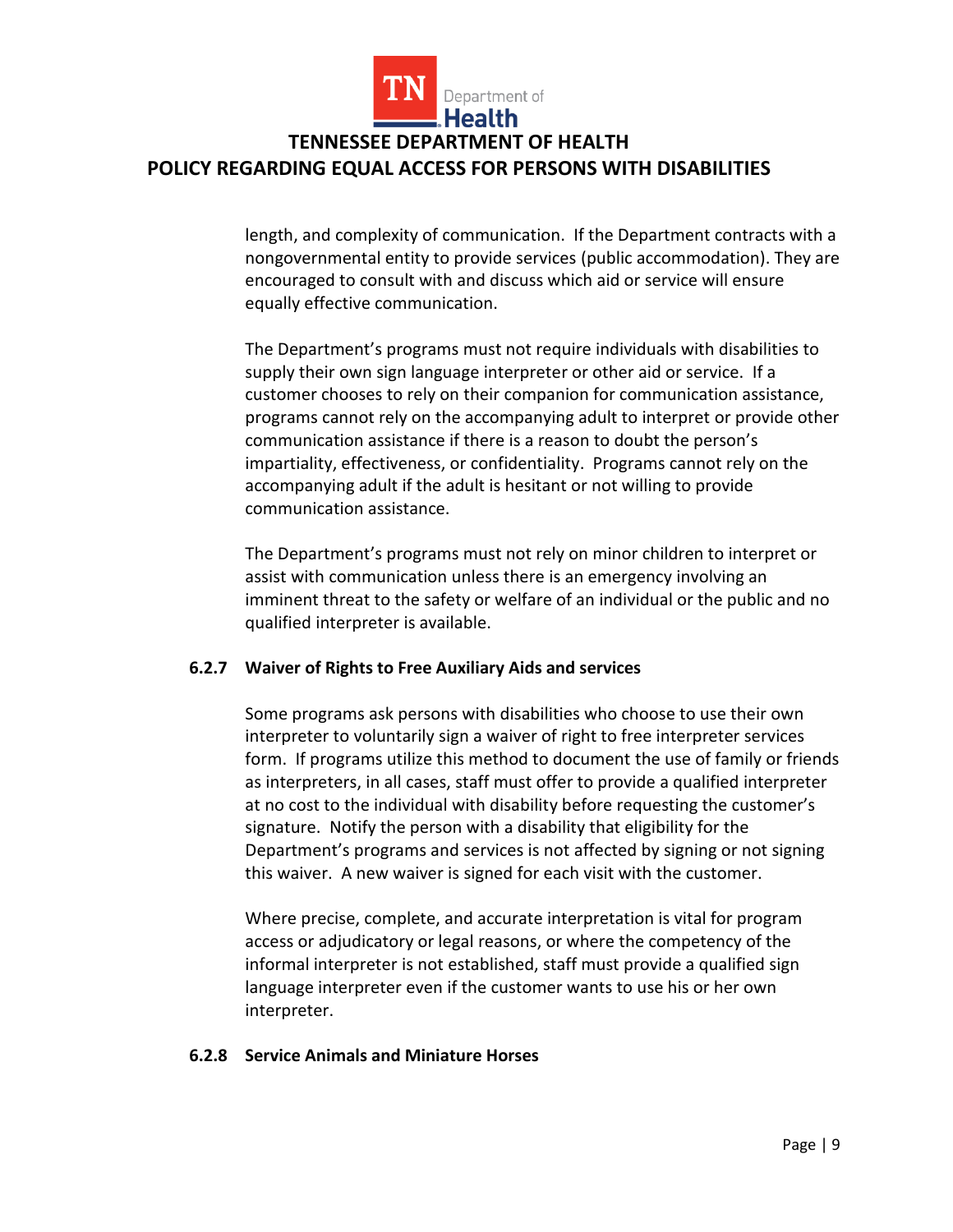length, and complexity of communication. If the Department contracts with a nongovernmental entity to provide services (public accommodation). They are encouraged to consult with and discuss which aid or service will ensure equally effective communication.

The Department's programs must not require individuals with disabilities to supply their own sign language interpreter or other aid or service. If a customer chooses to rely on their companion for communication assistance, programs cannot rely on the accompanying adult to interpret or provide other communication assistance if there is a reason to doubt the person's impartiality, effectiveness, or confidentiality. Programs cannot rely on the accompanying adult if the adult is hesitant or not willing to provide communication assistance.

The Department's programs must not rely on minor children to interpret or assist with communication unless there is an emergency involving an imminent threat to the safety or welfare of an individual or the public and no qualified interpreter is available.

#### 6.2.7 Waiver of Rights to Free Auxiliary Aids and services

Some programs ask persons with disabilities who choose to use their own interpreter to voluntarily sign a waiver of right to free interpreter services form. If programs utilize this method to document the use of family or friends as interpreters, in all cases, staff must offer to provide a qualified interpreter at no cost to the individual with disability before requesting the customer's signature. Notify the person with a disability that eligibility for the Department's programs and services is not affected by signing or not signing this waiver. A new waiver is signed for each visit with the customer.

Where precise, complete, and accurate interpretation is vital for program access or adjudicatory or legal reasons, or where the competency of the informal interpreter is not established, staff must provide a qualified sign language interpreter even if the customer wants to use his or her own interpreter.

#### 6.2.8 Service Animals and Miniature Horses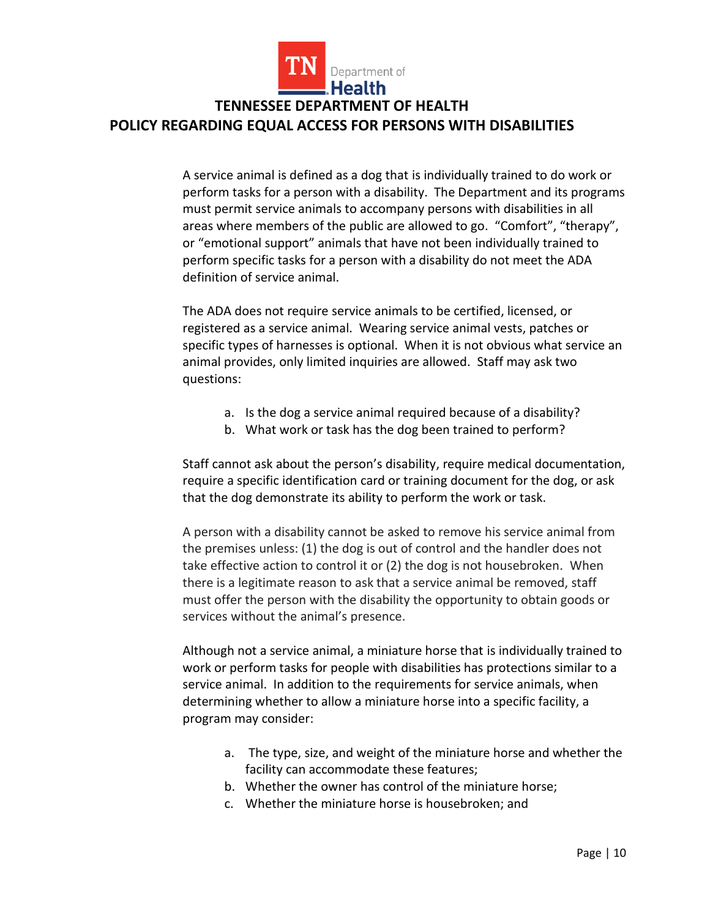A service animal is defined as a dog that is individually trained to do work or perform tasks for a person with a disability. The Department and its programs must permit service animals to accompany persons with disabilities in all areas where members of the public are allowed to go. "Comfort", "therapy", or "emotional support" animals that have not been individually trained to perform specific tasks for a person with a disability do not meet the ADA definition of service animal.

The ADA does not require service animals to be certified, licensed, or registered as a service animal. Wearing service animal vests, patches or specific types of harnesses is optional. When it is not obvious what service an animal provides, only limited inquiries are allowed. Staff may ask two questions:

a. Is the dog a service animal required because of a disability?
b. What work or task has the dog been trained to perform?

Staff cannot ask about the person's disability, require medical documentation, require a specific identification card or training document for the dog, or ask that the dog demonstrate its ability to perform the work or task.

A person with a disability cannot be asked to remove his service animal from the premises unless: (1) the dog is out of control and the handler does not take effective action to control it or (2) the dog is not housebroken. When there is a legitimate reason to ask that a service animal be removed, staff must offer the person with the disability the opportunity to obtain goods or services without the animal's presence.

Although not a service animal, a miniature horse that is individually trained to work or perform tasks for people with disabilities has protections similar to a service animal. In addition to the requirements for service animals, when determining whether to allow a miniature horse into a specific facility, a program may consider:

a. The type, size, and weight of the miniature horse and whether the facility can accommodate these features;
b. Whether the owner has control of the miniature horse;
c. Whether the miniature horse is housebroken; and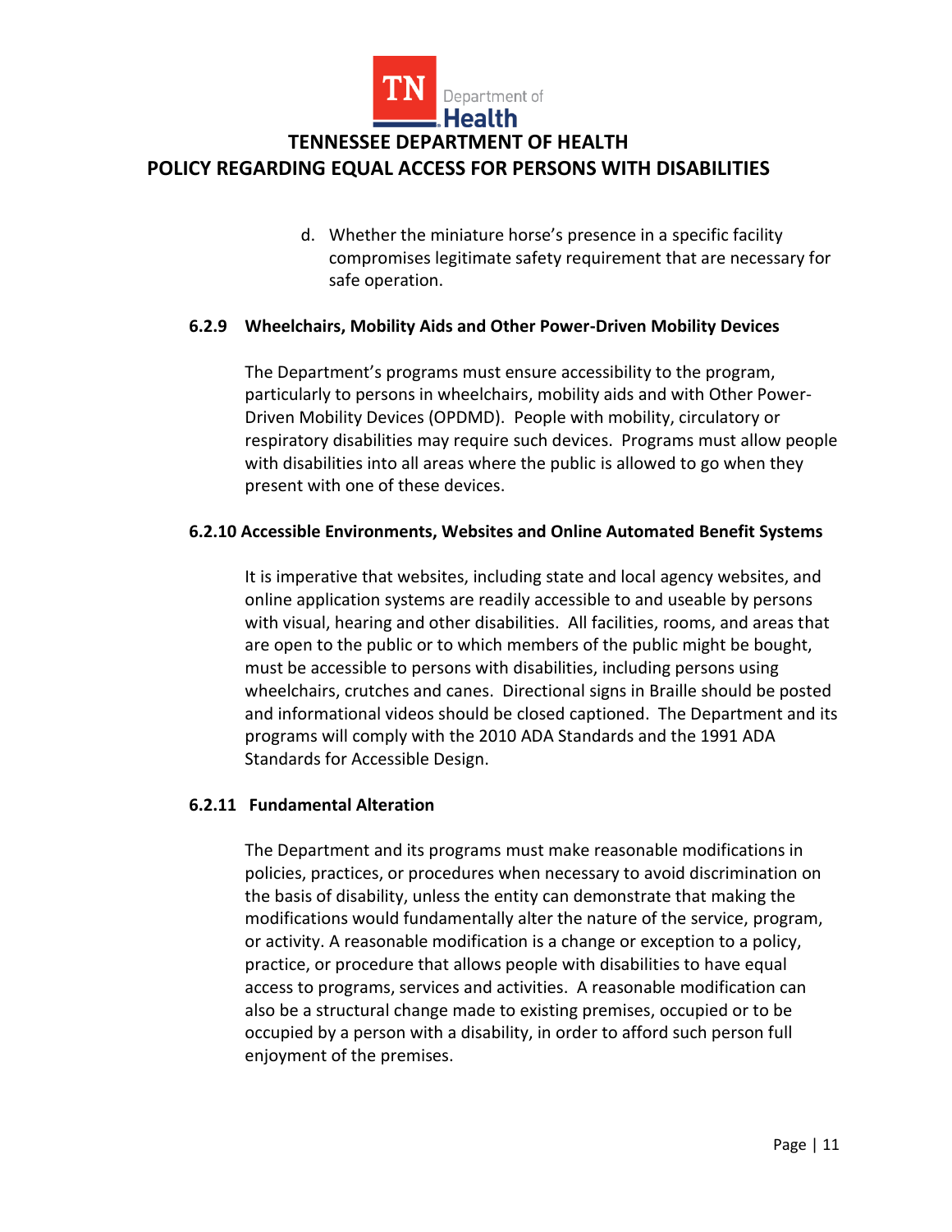d. Whether the miniature horse's presence in a specific facility compromises legitimate safety requirement that are necessary for safe operation.

### 6.2.9 Wheelchairs, Mobility Aids and Other Power-Driven Mobility Devices

The Department's programs must ensure accessibility to the program, particularly to persons in wheelchairs, mobility aids and with Other Power-Driven Mobility Devices (OPDMD). People with mobility, circulatory or respiratory disabilities may require such devices. Programs must allow people with disabilities into all areas where the public is allowed to go when they present with one of these devices.

### 6.2.10 Accessible Environments, Websites and Online Automated Benefit Systems

It is imperative that websites, including state and local agency websites, and online application systems are readily accessible to and useable by persons with visual, hearing and other disabilities. All facilities, rooms, and areas that are open to the public or to which members of the public might be bought, must be accessible to persons with disabilities, including persons using wheelchairs, crutches and canes. Directional signs in Braille should be posted and informational videos should be closed captioned. The Department and its programs will comply with the 2010 ADA Standards and the 1991 ADA Standards for Accessible Design.

### 6.2.11 Fundamental Alteration

The Department and its programs must make reasonable modifications in policies, practices, or procedures when necessary to avoid discrimination on the basis of disability, unless the entity can demonstrate that making the modifications would fundamentally alter the nature of the service, program, or activity. A reasonable modification is a change or exception to a policy, practice, or procedure that allows people with disabilities to have equal access to programs, services and activities. A reasonable modification can also be a structural change made to existing premises, occupied or to be occupied by a person with a disability, in order to afford such person full enjoyment of the premises.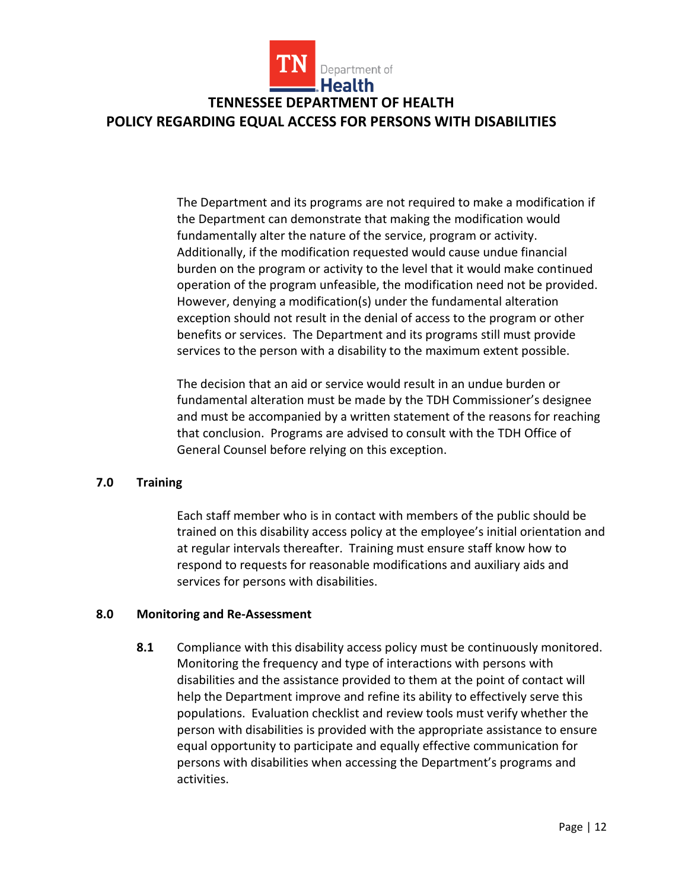The Department and its programs are not required to make a modification if the Department can demonstrate that making the modification would fundamentally alter the nature of the service, program or activity. Additionally, if the modification requested would cause undue financial burden on the program or activity to the level that it would make continued operation of the program unfeasible, the modification need not be provided. However, denying a modification(s) under the fundamental alteration exception should not result in the denial of access to the program or other benefits or services. The Department and its programs still must provide services to the person with a disability to the maximum extent possible.

The decision that an aid or service would result in an undue burden or fundamental alteration must be made by the TDH Commissioner's designee and must be accompanied by a written statement of the reasons for reaching that conclusion. Programs are advised to consult with the TDH Office of General Counsel before relying on this exception.

## 7.0 Training

Each staff member who is in contact with members of the public should be trained on this disability access policy at the employee's initial orientation and at regular intervals thereafter. Training must ensure staff know how to respond to requests for reasonable modifications and auxiliary aids and services for persons with disabilities.

## 8.0 Monitoring and Re-Assessment

**8.1** Compliance with this disability access policy must be continuously monitored. Monitoring the frequency and type of interactions with persons with disabilities and the assistance provided to them at the point of contact will help the Department improve and refine its ability to effectively serve this populations. Evaluation checklist and review tools must verify whether the person with disabilities is provided with the appropriate assistance to ensure equal opportunity to participate and equally effective communication for persons with disabilities when accessing the Department's programs and activities.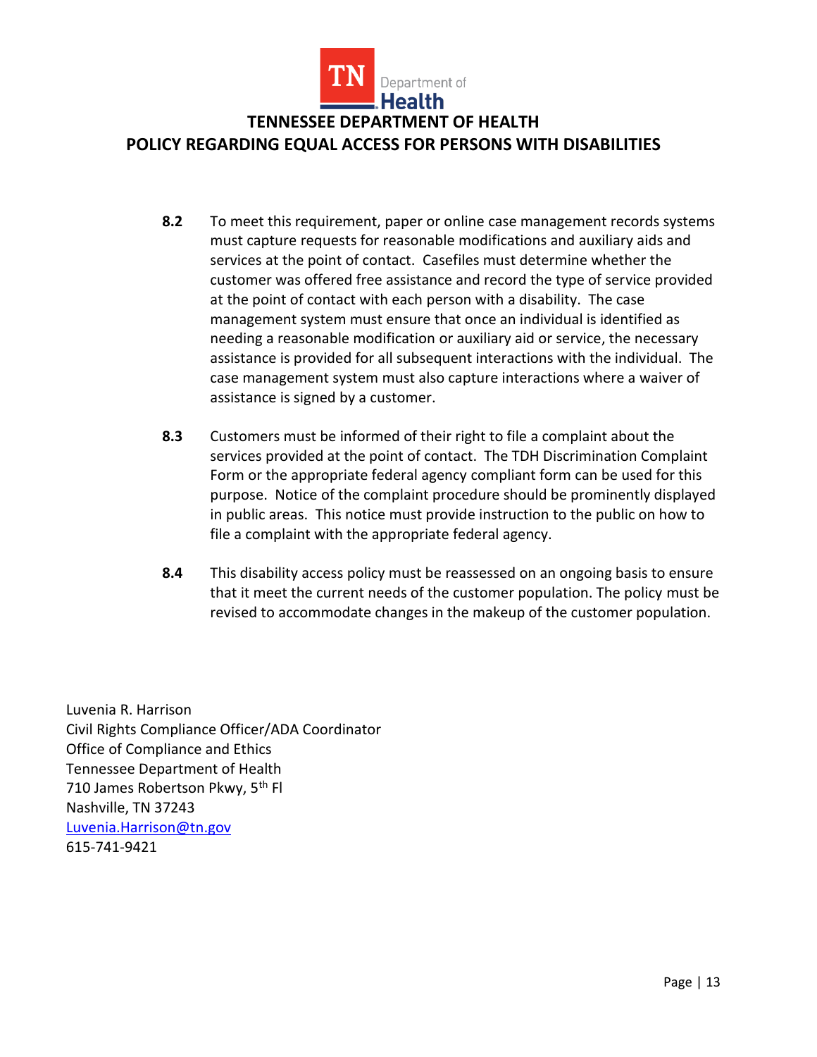**8.2** To meet this requirement, paper or online case management records systems must capture requests for reasonable modifications and auxiliary aids and services at the point of contact. Casefiles must determine whether the customer was offered free assistance and record the type of service provided at the point of contact with each person with a disability. The case management system must ensure that once an individual is identified as needing a reasonable modification or auxiliary aid or service, the necessary assistance is provided for all subsequent interactions with the individual. The case management system must also capture interactions where a waiver of assistance is signed by a customer.

**8.3** Customers must be informed of their right to file a complaint about the services provided at the point of contact. The TDH Discrimination Complaint Form or the appropriate federal agency compliant form can be used for this purpose. Notice of the complaint procedure should be prominently displayed in public areas. This notice must provide instruction to the public on how to file a complaint with the appropriate federal agency.

**8.4** This disability access policy must be reassessed on an ongoing basis to ensure that it meet the current needs of the customer population. The policy must be revised to accommodate changes in the makeup of the customer population.

Luvenia R. Harrison
Civil Rights Compliance Officer/ADA Coordinator
Office of Compliance and Ethics
Tennessee Department of Health
710 James Robertson Pkwy, 5th Fl
Nashville, TN 37243
Luvenia.Harrison@tn.gov
615-741-9421